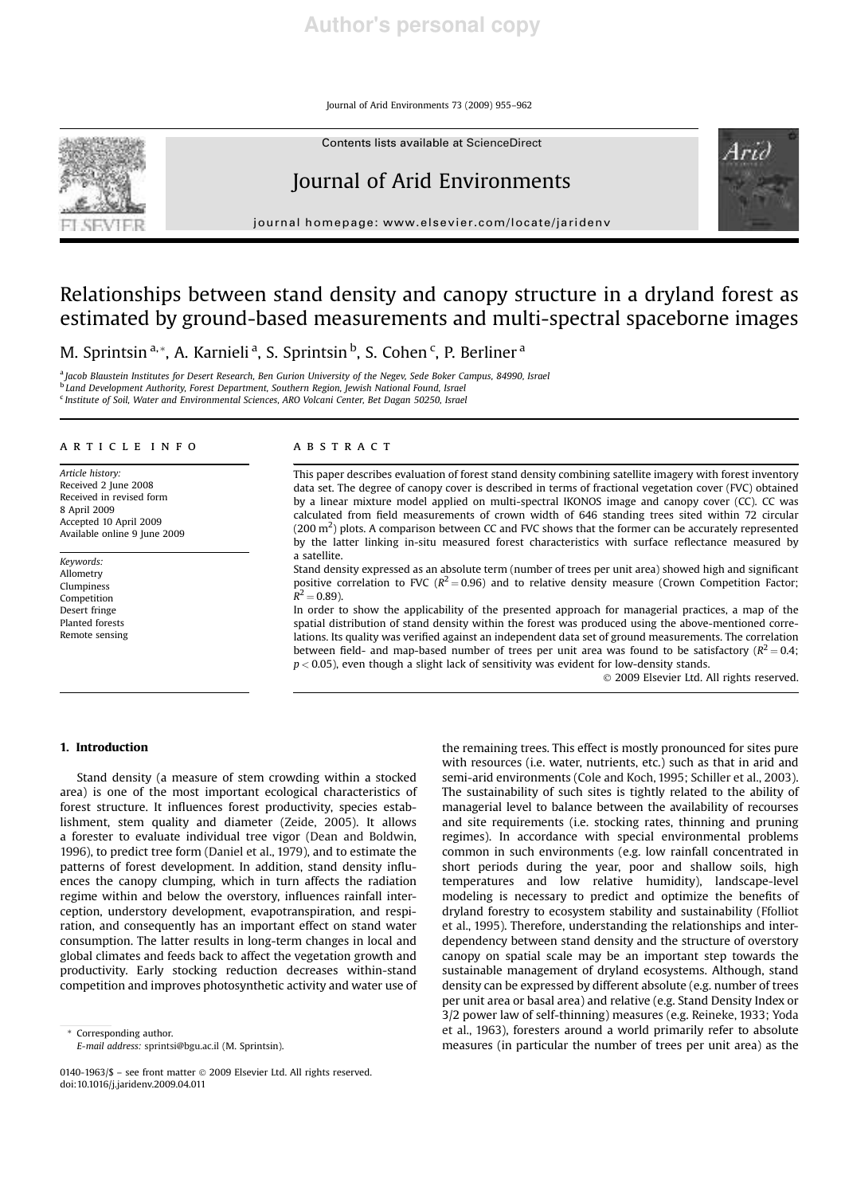# Relationships between stand density and canopy structure in a dryland forest as estimated by ground-based measurements and multi-spectral spaceborne images

M. Sprintsin [a,*], A. Karnieli [a], S. Sprintsin [b], S. Cohen [c], P. Berliner [a]

[a] Jacob Blaustein Institutes for Desert Research, Ben Gurion University of the Negev, Sede Boker Campus, 84990, Israel
[b] Land Development Authority, Forest Department, Southern Region, Jewish National Found, Israel
[c] Institute of Soil, Water and Environmental Sciences, ARO Volcani Center, Bet Dagan 50250, Israel

## ARTICLE INFO

*Article history:*
Received 2 June 2008
Received in revised form 8 April 2009
Accepted 10 April 2009
Available online 9 June 2009

*Keywords:*
Allometry
Clumpiness
Competition
Desert fringe
Planted forests
Remote sensing

## ABSTRACT

This paper describes evaluation of forest stand density combining satellite imagery with forest inventory data set. The degree of canopy cover is described in terms of fractional vegetation cover (FVC) obtained by a linear mixture model applied on multi-spectral IKONOS image and canopy cover (CC). CC was calculated from field measurements of crown width of 646 standing trees sited within 72 circular (200 $m^2$) plots. A comparison between CC and FVC shows that the former can be accurately represented by the latter linking in-situ measured forest characteristics with surface reflectance measured by a satellite.

Stand density expressed as an absolute term (number of trees per unit area) showed high and significant positive correlation to FVC ($R^2 = 0.96$) and to relative density measure (Crown Competition Factor; $R^2 = 0.89$).

In order to show the applicability of the presented approach for managerial practices, a map of the spatial distribution of stand density within the forest was produced using the above-mentioned correlations. Its quality was verified against an independent data set of ground measurements. The correlation between field- and map-based number of trees per unit area was found to be satisfactory ($R^2 = 0.4$; $p < 0.05$), even though a slight lack of sensitivity was evident for low-density stands.

© 2009 Elsevier Ltd. All rights reserved.

## 1. Introduction

Stand density (a measure of stem crowding within a stocked area) is one of the most important ecological characteristics of forest structure. It influences forest productivity, species establishment, stem quality and diameter (Zeide, 2005). It allows a forester to evaluate individual tree vigor (Dean and Boldwin, 1996), to predict tree form (Daniel et al., 1979), and to estimate the patterns of forest development. In addition, stand density influences the canopy clumping, which in turn affects the radiation regime within and below the overstory, influences rainfall interception, understory development, evapotranspiration, and respiration, and consequently has an important effect on stand water consumption. The latter results in long-term changes in local and global climates and feeds back to affect the vegetation growth and productivity. Early stocking reduction decreases within-stand competition and improves photosynthetic activity and water use of the remaining trees. This effect is mostly pronounced for sites pure with resources (i.e. water, nutrients, etc.) such as that in arid and semi-arid environments (Cole and Koch, 1995; Schiller et al., 2003). The sustainability of such sites is tightly related to the ability of managerial level to balance between the availability of recourses and site requirements (i.e. stocking rates, thinning and pruning regimes). In accordance with special environmental problems common in such environments (e.g. low rainfall concentrated in short periods during the year, poor and shallow soils, high temperatures and low relative humidity), landscape-level modeling is necessary to predict and optimize the benefits of dryland forestry to ecosystem stability and sustainability (Ffolliot et al., 1995). Therefore, understanding the relationships and interdependency between stand density and the structure of overstory canopy on spatial scale may be an important step towards the sustainable management of dryland ecosystems. Although, stand density can be expressed by different absolute (e.g. number of trees per unit area or basal area) and relative (e.g. Stand Density Index or 3/2 power law of self-thinning) measures (e.g. Reineke, 1933; Yoda et al., 1963), foresters around a world primarily refer to absolute measures (in particular the number of trees per unit area) as the

\* Corresponding author.
*E-mail address:* sprintsi@bgu.ac.il (M. Sprintsin).

0140-1963/$ – see front matter © 2009 Elsevier Ltd. All rights reserved.
doi:10.1016/j.jaridenv.2009.04.011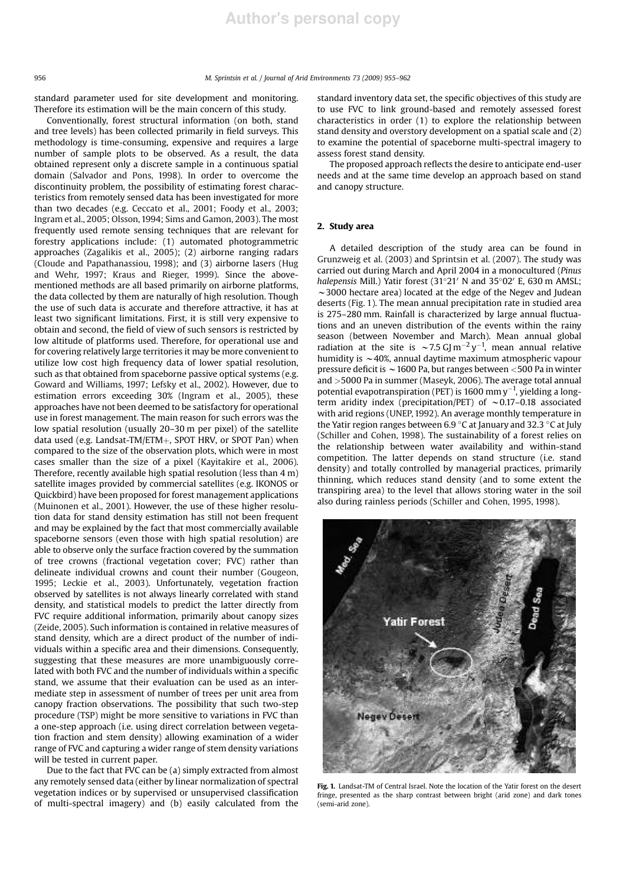standard parameter used for site development and monitoring. Therefore its estimation will be the main concern of this study.

Conventionally, forest structural information (on both, stand and tree levels) has been collected primarily in field surveys. This methodology is time-consuming, expensive and requires a large number of sample plots to be observed. As a result, the data obtained represent only a discrete sample in a continuous spatial domain (Salvador and Pons, 1998). In order to overcome the discontinuity problem, the possibility of estimating forest characteristics from remotely sensed data has been investigated for more than two decades (e.g. Ceccato et al., 2001; Foody et al., 2003; Ingram et al., 2005; Olsson, 1994; Sims and Gamon, 2003). The most frequently used remote sensing techniques that are relevant for forestry applications include: (1) automated photogrammetric approaches (Zagalikis et al., 2005); (2) airborne ranging radars (Cloude and Papathanassiou, 1998); and (3) airborne lasers (Hug and Wehr, 1997; Kraus and Rieger, 1999). Since the above-mentioned methods are all based primarily on airborne platforms, the data collected by them are naturally of high resolution. Though the use of such data is accurate and therefore attractive, it has at least two significant limitations. First, it is still very expensive to obtain and second, the field of view of such sensors is restricted by low altitude of platforms used. Therefore, for operational use and for covering relatively large territories it may be more convenient to utilize low cost high frequency data of lower spatial resolution, such as that obtained from spaceborne passive optical systems (e.g. Goward and Williams, 1997; Lefsky et al., 2002). However, due to estimation errors exceeding 30% (Ingram et al., 2005), these approaches have not been deemed to be satisfactory for operational use in forest management. The main reason for such errors was the low spatial resolution (usually 20–30 m per pixel) of the satellite data used (e.g. Landsat-TM/ETM+, SPOT HRV, or SPOT Pan) when compared to the size of the observation plots, which were in most cases smaller than the size of a pixel (Kayitakire et al., 2006). Therefore, recently available high spatial resolution (less than 4 m) satellite images provided by commercial satellites (e.g. IKONOS or Quickbird) have been proposed for forest management applications (Muinonen et al., 2001). However, the use of these higher resolution data for stand density estimation has still not been frequent and may be explained by the fact that most commercially available spaceborne sensors (even those with high spatial resolution) are able to observe only the surface fraction covered by the summation of tree crowns (fractional vegetation cover; FVC) rather than delineate individual crowns and count their number (Gougeon, 1995; Leckie et al., 2003). Unfortunately, vegetation fraction observed by satellites is not always linearly correlated with stand density, and statistical models to predict the latter directly from FVC require additional information, primarily about canopy sizes (Zeide, 2005). Such information is contained in relative measures of stand density, which are a direct product of the number of individuals within a specific area and their dimensions. Consequently, suggesting that these measures are more unambiguously correlated with both FVC and the number of individuals within a specific stand, we assume that their evaluation can be used as an intermediate step in assessment of number of trees per unit area from canopy fraction observations. The possibility that such two-step procedure (TSP) might be more sensitive to variations in FVC than a one-step approach (i.e. using direct correlation between vegetation fraction and stem density) allowing examination of a wider range of FVC and capturing a wider range of stem density variations will be tested in current paper.

Due to the fact that FVC can be (a) simply extracted from almost any remotely sensed data (either by linear normalization of spectral vegetation indices or by supervised or unsupervised classification of multi-spectral imagery) and (b) easily calculated from the standard inventory data set, the specific objectives of this study are to use FVC to link ground-based and remotely assessed forest characteristics in order (1) to explore the relationship between stand density and overstory development on a spatial scale and (2) to examine the potential of spaceborne multi-spectral imagery to assess forest stand density.

The proposed approach reflects the desire to anticipate end-user needs and at the same time develop an approach based on stand and canopy structure.

## 2. Study area

A detailed description of the study area can be found in Grunzweig et al. (2003) and Sprintsin et al. (2007). The study was carried out during March and April 2004 in a monocultured (*Pinus halepensis* Mill.) Yatir forest (31°21′ N and 35°02′ E, 630 m AMSL; ~3000 hectare area) located at the edge of the Negev and Judean deserts (Fig. 1). The mean annual precipitation rate in studied area is 275–280 mm. Rainfall is characterized by large annual fluctuations and an uneven distribution of the events within the rainy season (between November and March). Mean annual global radiation at the site is ~7.5 GJ $m^{-2} y^{-1}$, mean annual relative humidity is ~40%, annual daytime maximum atmospheric vapour pressure deficit is ~1600 Pa, but ranges between <500 Pa in winter and >5000 Pa in summer (Maseyk, 2006). The average total annual potential evapotranspiration (PET) is 1600 mm $y^{-1}$, yielding a long-term aridity index (precipitation/PET) of ~0.17–0.18 associated with arid regions (UNEP, 1992). An average monthly temperature in the Yatir region ranges between 6.9 °C at January and 32.3 °C at July (Schiller and Cohen, 1998). The sustainability of a forest relies on the relationship between water availability and within-stand competition. The latter depends on stand structure (i.e. stand density) and totally controlled by managerial practices, primarily thinning, which reduces stand density (and to some extent the transpiring area) to the level that allows storing water in the soil also during rainless periods (Schiller and Cohen, 1995, 1998).

Med. Sea
Yatir Forest
Judean Desert
Dead Sea
Negev Desert

**Fig. 1.** Landsat-TM of Central Israel. Note the location of the Yatir forest on the desert fringe, presented as the sharp contrast between bright (arid zone) and dark tones (semi-arid zone).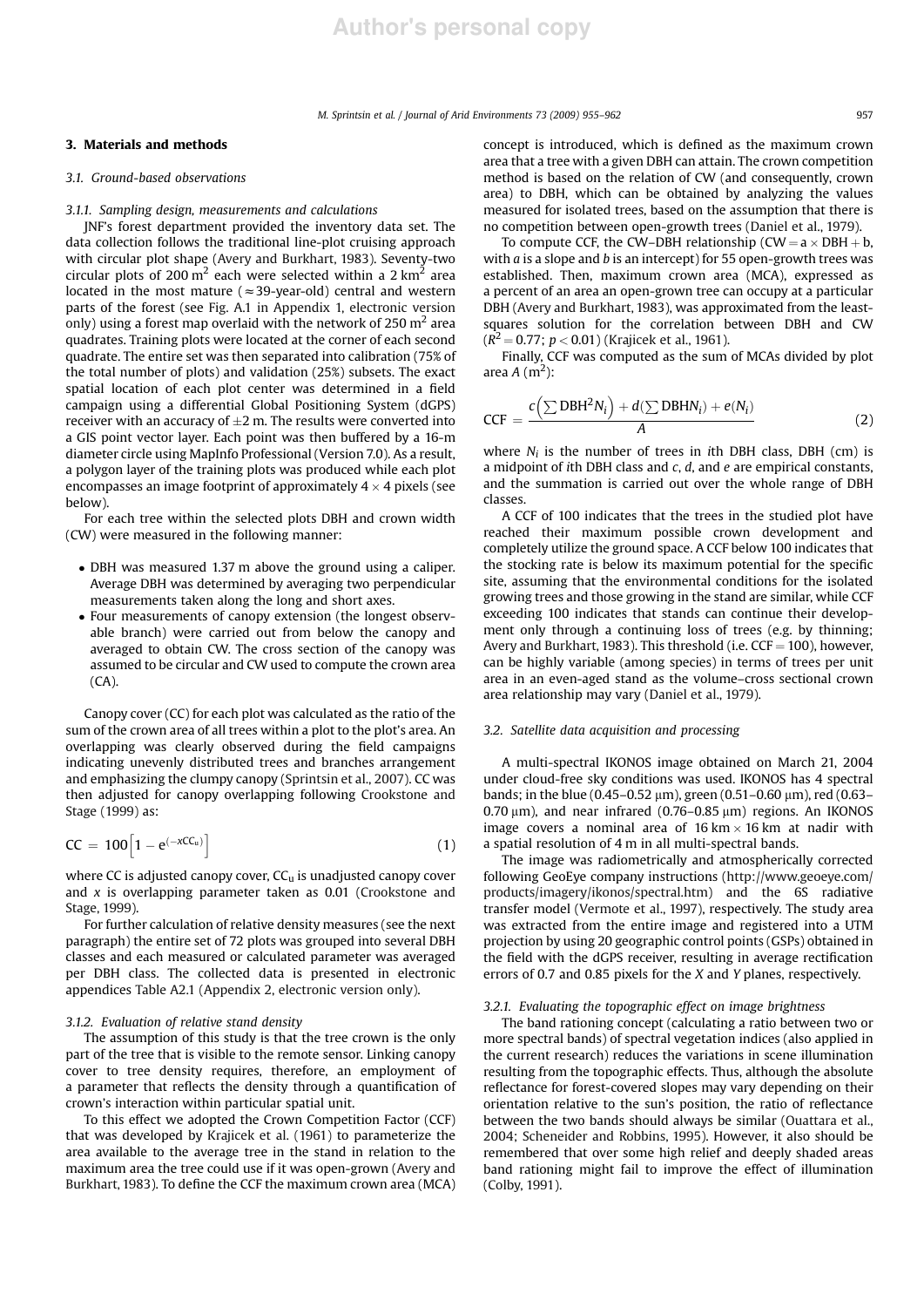## 3. Materials and methods

### 3.1. Ground-based observations

#### 3.1.1. Sampling design, measurements and calculations

JNF's forest department provided the inventory data set. The data collection follows the traditional line-plot cruising approach with circular plot shape (Avery and Burkhart, 1983). Seventy-two circular plots of 200 $m^2$ each were selected within a 2 $km^2$ area located in the most mature ($\approx$39-year-old) central and western parts of the forest (see Fig. A.1 in Appendix 1, electronic version only) using a forest map overlaid with the network of 250 $m^2$ area quadrates. Training plots were located at the corner of each second quadrate. The entire set was then separated into calibration (75% of the total number of plots) and validation (25%) subsets. The exact spatial location of each plot center was determined in a field campaign using a differential Global Positioning System (dGPS) receiver with an accuracy of $\pm$2 m. The results were converted into a GIS point vector layer. Each point was then buffered by a 16-m diameter circle using MapInfo Professional (Version 7.0). As a result, a polygon layer of the training plots was produced while each plot encompasses an image footprint of approximately $4 \times 4$ pixels (see below).

For each tree within the selected plots DBH and crown width (CW) were measured in the following manner:

- DBH was measured 1.37 m above the ground using a caliper. Average DBH was determined by averaging two perpendicular measurements taken along the long and short axes.
- Four measurements of canopy extension (the longest observable branch) were carried out from below the canopy and averaged to obtain CW. The cross section of the canopy was assumed to be circular and CW used to compute the crown area (CA).

Canopy cover (CC) for each plot was calculated as the ratio of the sum of the crown area of all trees within a plot to the plot's area. An overlapping was clearly observed during the field campaigns indicating unevenly distributed trees and branches arrangement and emphasizing the clumpy canopy (Sprintsin et al., 2007). CC was then adjusted for canopy overlapping following Crookstone and Stage (1999) as:

$$\mathrm{CC} = 100\left[1 - e^{(-x\mathrm{CC_u})}\right] \tag{1}$$

where CC is adjusted canopy cover, $\mathrm{CC_u}$ is unadjusted canopy cover and $x$ is overlapping parameter taken as 0.01 (Crookstone and Stage, 1999).

For further calculation of relative density measures (see the next paragraph) the entire set of 72 plots was grouped into several DBH classes and each measured or calculated parameter was averaged per DBH class. The collected data is presented in electronic appendices Table A2.1 (Appendix 2, electronic version only).

#### 3.1.2. Evaluation of relative stand density

The assumption of this study is that the tree crown is the only part of the tree that is visible to the remote sensor. Linking canopy cover to tree density requires, therefore, an employment of a parameter that reflects the density through a quantification of crown's interaction within particular spatial unit.

To this effect we adopted the Crown Competition Factor (CCF) that was developed by Krajicek et al. (1961) to parameterize the area available to the average tree in the stand in relation to the maximum area the tree could use if it was open-grown (Avery and Burkhart, 1983). To define the CCF the maximum crown area (MCA) concept is introduced, which is defined as the maximum crown area that a tree with a given DBH can attain. The crown competition method is based on the relation of CW (and consequently, crown area) to DBH, which can be obtained by analyzing the values measured for isolated trees, based on the assumption that there is no competition between open-growth trees (Daniel et al., 1979).

To compute CCF, the CW–DBH relationship ($\mathrm{CW} = a \times \mathrm{DBH} + b$, with $a$ is a slope and $b$ is an intercept) for 55 open-growth trees was established. Then, maximum crown area (MCA), expressed as a percent of an area an open-grown tree can occupy at a particular DBH (Avery and Burkhart, 1983), was approximated from the least-squares solution for the correlation between DBH and CW ($R^2 = 0.77$; $p < 0.01$) (Krajicek et al., 1961).

Finally, CCF was computed as the sum of MCAs divided by plot area $A$ ($m^2$):

$$\mathrm{CCF} = \frac{c\left(\sum \mathrm{DBH}^2 N_i\right) + d\left(\sum \mathrm{DBH} N_i\right) + e(N_i)}{A} \tag{2}$$

where $N_i$ is the number of trees in $i$th DBH class, DBH (cm) is a midpoint of $i$th DBH class and $c$, $d$, and $e$ are empirical constants, and the summation is carried out over the whole range of DBH classes.

A CCF of 100 indicates that the trees in the studied plot have reached their maximum possible crown development and completely utilize the ground space. A CCF below 100 indicates that the stocking rate is below its maximum potential for the specific site, assuming that the environmental conditions for the isolated growing trees and those growing in the stand are similar, while CCF exceeding 100 indicates that stands can continue their development only through a continuing loss of trees (e.g. by thinning; Avery and Burkhart, 1983). This threshold (i.e. CCF = 100), however, can be highly variable (among species) in terms of trees per unit area in an even-aged stand as the volume–cross sectional crown area relationship may vary (Daniel et al., 1979).

### 3.2. Satellite data acquisition and processing

A multi-spectral IKONOS image obtained on March 21, 2004 under cloud-free sky conditions was used. IKONOS has 4 spectral bands; in the blue (0.45–0.52 μm), green (0.51–0.60 μm), red (0.63–0.70 μm), and near infrared (0.76–0.85 μm) regions. An IKONOS image covers a nominal area of 16 km × 16 km at nadir with a spatial resolution of 4 m in all multi-spectral bands.

The image was radiometrically and atmospherically corrected following GeoEye company instructions (http://www.geoeye.com/products/imagery/ikonos/spectral.htm) and the 6S radiative transfer model (Vermote et al., 1997), respectively. The study area was extracted from the entire image and registered into a UTM projection by using 20 geographic control points (GSPs) obtained in the field with the dGPS receiver, resulting in average rectification errors of 0.7 and 0.85 pixels for the $X$ and $Y$ planes, respectively.

#### 3.2.1. Evaluating the topographic effect on image brightness

The band rationing concept (calculating a ratio between two or more spectral bands) of spectral vegetation indices (also applied in the current research) reduces the variations in scene illumination resulting from the topographic effects. Thus, although the absolute reflectance for forest-covered slopes may vary depending on their orientation relative to the sun's position, the ratio of reflectance between the two bands should always be similar (Ouattara et al., 2004; Scheneider and Robbins, 1995). However, it also should be remembered that over some high relief and deeply shaded areas band rationing might fail to improve the effect of illumination (Colby, 1991).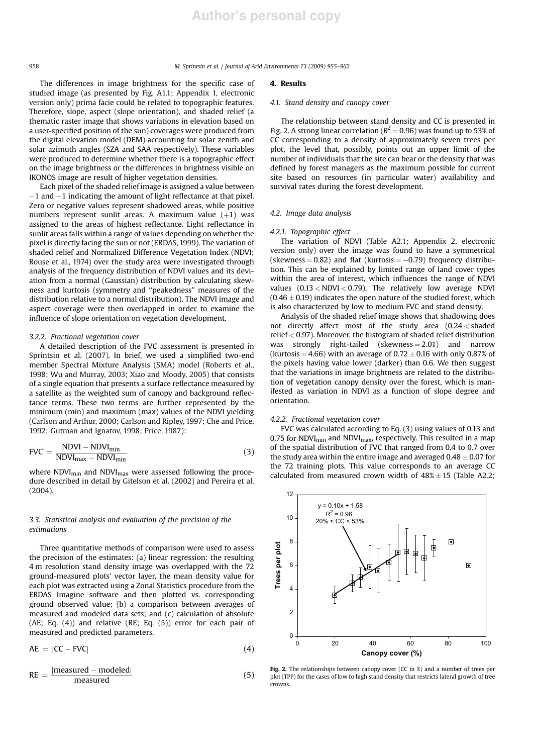The differences in image brightness for the specific case of studied image (as presented by Fig. A1.1; Appendix 1, electronic version only) prima facie could be related to topographic features. Therefore, slope, aspect (slope orientation), and shaded relief (a thematic raster image that shows variations in elevation based on a user-specified position of the sun) coverages were produced from the digital elevation model (DEM) accounting for solar zenith and solar azimuth angles (SZA and SAA respectively). These variables were produced to determine whether there is a topographic effect on the image brightness or the differences in brightness visible on IKONOS image are result of higher vegetation densities.

Each pixel of the shaded relief image is assigned a value between −1 and +1 indicating the amount of light reflectance at that pixel. Zero or negative values represent shadowed areas, while positive numbers represent sunlit areas. A maximum value (+1) was assigned to the areas of highest reflectance. Light reflectance in sunlit areas falls within a range of values depending on whether the pixel is directly facing the sun or not (ERDAS, 1999). The variation of shaded relief and Normalized Difference Vegetation Index (NDVI; Rouse et al., 1974) over the study area were investigated through analysis of the frequency distribution of NDVI values and its deviation from a normal (Gaussian) distribution by calculating skewness and kurtosis (symmetry and "peakedness" measures of the distribution relative to a normal distribution). The NDVI image and aspect coverage were then overlapped in order to examine the influence of slope orientation on vegetation development.

### 3.2.2. Fractional vegetation cover

A detailed description of the FVC assessment is presented in Sprintsin et al. (2007). In brief, we used a simplified two-end member Spectral Mixture Analysis (SMA) model (Roberts et al., 1998; Wu and Murray, 2003; Xiao and Moody, 2005) that consists of a single equation that presents a surface reflectance measured by a satellite as the weighted sum of canopy and background reflectance terms. These two terms are further represented by the minimum (min) and maximum (max) values of the NDVI yielding (Carlson and Arthur, 2000; Carlson and Ripley, 1997; Che and Price, 1992; Gutman and Ignatov, 1998; Price, 1987):

$$\mathrm{FVC} = \frac{\mathrm{NDVI} - \mathrm{NDVI_{min}}}{\mathrm{NDVI_{max}} - \mathrm{NDVI_{min}}} \tag{3}$$

where $\mathrm{NDVI_{min}}$ and $\mathrm{NDVI_{max}}$ were assessed following the procedure described in detail by Gitelson et al. (2002) and Pereira et al. (2004).

## 3.3. Statistical analysis and evaluation of the precision of the estimations

Three quantitative methods of comparison were used to assess the precision of the estimates: (a) linear regression: the resulting 4 m resolution stand density image was overlapped with the 72 ground-measured plots' vector layer, the mean density value for each plot was extracted using a Zonal Statistics procedure from the ERDAS Imagine software and then plotted vs. corresponding ground observed value; (b) a comparison between averages of measured and modeled data sets; and (c) calculation of absolute (AE; Eq. (4)) and relative (RE; Eq. (5)) error for each pair of measured and predicted parameters.

$$\mathrm{AE} = |\mathrm{CC} - \mathrm{FVC}| \tag{4}$$

$$\mathrm{RE} = \frac{|\mathrm{measured} - \mathrm{modeled}|}{\mathrm{measured}} \tag{5}$$

# 4. Results

## 4.1. Stand density and canopy cover

The relationship between stand density and CC is presented in Fig. 2. A strong linear correlation ($R^2 = 0.96$) was found up to 53% of CC corresponding to a density of approximately seven trees per plot, the level that, possibly, points out an upper limit of the number of individuals that the site can bear or the density that was defined by forest managers as the maximum possible for current site based on resources (in particular water) availability and survival rates during the forest development.

## 4.2. Image data analysis

### 4.2.1. Topographic effect

The variation of NDVI (Table A2.1; Appendix 2, electronic version only) over the image was found to have a symmetrical (skewness = 0.82) and flat (kurtosis = −0.79) frequency distribution. This can be explained by limited range of land cover types within the area of interest, which influences the range of NDVI values ($0.13 < \mathrm{NDVI} < 0.79$). The relatively low average NDVI ($0.46 \pm 0.19$) indicates the open nature of the studied forest, which is also characterized by low to medium FVC and stand density.

Analysis of the shaded relief image shows that shadowing does not directly affect most of the study area ($0.24 <$ shaded relief $< 0.97$). Moreover, the histogram of shaded relief distribution was strongly right-tailed (skewness = 2.01) and narrow (kurtosis = 4.66) with an average of $0.72 \pm 0.16$ with only 0.87% of the pixels having value lower (darker) than 0.6. We then suggest that the variations in image brightness are related to the distribution of vegetation canopy density over the forest, which is manifested as variation in NDVI as a function of slope degree and orientation.

### 4.2.2. Fractional vegetation cover

FVC was calculated according to Eq. (3) using values of 0.13 and 0.75 for $\mathrm{NDVI_{min}}$ and $\mathrm{NDVI_{max}}$, respectively. This resulted in a map of the spatial distribution of FVC that ranged from 0.4 to 0.7 over the study area within the entire image and averaged $0.48 \pm 0.07$ for the 72 training plots. This value corresponds to an average CC calculated from measured crown width of $48\% \pm 15$ (Table A2.2;

**Fig. 2.** The relationships between canopy cover (CC in %) and a number of trees per plot (TPP) for the cases of low to high stand density that restricts lateral growth of tree crowns.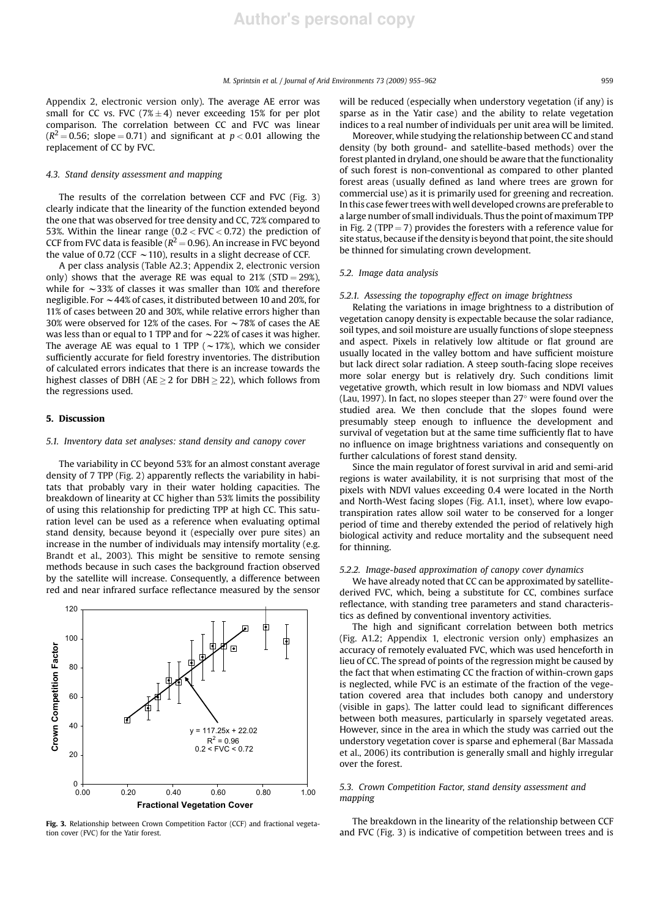Appendix 2, electronic version only). The average AE error was small for CC vs. FVC ($7\% \pm 4$) never exceeding 15% for per plot comparison. The correlation between CC and FVC was linear ($R^2 = 0.56$; slope = 0.71) and significant at $p < 0.01$ allowing the replacement of CC by FVC.

### 4.3. Stand density assessment and mapping

The results of the correlation between CCF and FVC (Fig. 3) clearly indicate that the linearity of the function extended beyond the one that was observed for tree density and CC, 72% compared to 53%. Within the linear range ($0.2 < FVC < 0.72$) the prediction of CCF from FVC data is feasible ($R^2 = 0.96$). An increase in FVC beyond the value of 0.72 (CCF ~110), results in a slight decrease of CCF.

A per class analysis (Table A2.3; Appendix 2, electronic version only) shows that the average RE was equal to 21% (STD = 29%), while for ~33% of classes it was smaller than 10% and therefore negligible. For ~44% of cases, it distributed between 10 and 20%, for 11% of cases between 20 and 30%, while relative errors higher than 30% were observed for 12% of the cases. For ~78% of cases the AE was less than or equal to 1 TPP and for ~22% of cases it was higher. The average AE was equal to 1 TPP (~17%), which we consider sufficiently accurate for field forestry inventories. The distribution of calculated errors indicates that there is an increase towards the highest classes of DBH ($AE \geq 2$ for $DBH \geq 22$), which follows from the regressions used.

## 5. Discussion

### 5.1. Inventory data set analyses: stand density and canopy cover

The variability in CC beyond 53% for an almost constant average density of 7 TPP (Fig. 2) apparently reflects the variability in habitats that probably vary in their water holding capacities. The breakdown of linearity at CC higher than 53% limits the possibility of using this relationship for predicting TPP at high CC. This saturation level can be used as a reference when evaluating optimal stand density, because beyond it (especially over pure sites) an increase in the number of individuals may intensify mortality (e.g. Brandt et al., 2003). This might be sensitive to remote sensing methods because in such cases the background fraction observed by the satellite will increase. Consequently, a difference between red and near infrared surface reflectance measured by the sensor will be reduced (especially when understory vegetation (if any) is sparse as in the Yatir case) and the ability to relate vegetation indices to a real number of individuals per unit area will be limited.

Moreover, while studying the relationship between CC and stand density (by both ground- and satellite-based methods) over the forest planted in dryland, one should be aware that the functionality of such forest is non-conventional as compared to other planted forest areas (usually defined as land where trees are grown for commercial use) as it is primarily used for greening and recreation. In this case fewer trees with well developed crowns are preferable to a large number of small individuals. Thus the point of maximum TPP in Fig. 2 (TPP = 7) provides the foresters with a reference value for site status, because if the density is beyond that point, the site should be thinned for simulating crown development.

Fig. 3. Relationship between Crown Competition Factor (CCF) and fractional vegetation cover (FVC) for the Yatir forest.

### 5.2. Image data analysis

#### 5.2.1. Assessing the topography effect on image brightness

Relating the variations in image brightness to a distribution of vegetation canopy density is expectable because the solar radiance, soil types, and soil moisture are usually functions of slope steepness and aspect. Pixels in relatively low altitude or flat ground are usually located in the valley bottom and have sufficient moisture but lack direct solar radiation. A steep south-facing slope receives more solar energy but is relatively dry. Such conditions limit vegetative growth, which result in low biomass and NDVI values (Lau, 1997). In fact, no slopes steeper than 27° were found over the studied area. We then conclude that the slopes found were presumably steep enough to influence the development and survival of vegetation but at the same time sufficiently flat to have no influence on image brightness variations and consequently on further calculations of forest stand density.

Since the main regulator of forest survival in arid and semi-arid regions is water availability, it is not surprising that most of the pixels with NDVI values exceeding 0.4 were located in the North and North-West facing slopes (Fig. A1.1, inset), where low evapotranspiration rates allow soil water to be conserved for a longer period of time and thereby extended the period of relatively high biological activity and reduce mortality and the subsequent need for thinning.

#### 5.2.2. Image-based approximation of canopy cover dynamics

We have already noted that CC can be approximated by satellite-derived FVC, which, being a substitute for CC, combines surface reflectance, with standing tree parameters and stand characteristics as defined by conventional inventory activities.

The high and significant correlation between both metrics (Fig. A1.2; Appendix 1, electronic version only) emphasizes an accuracy of remotely evaluated FVC, which was used henceforth in lieu of CC. The spread of points of the regression might be caused by the fact that when estimating CC the fraction of within-crown gaps is neglected, while FVC is an estimate of the fraction of the vegetation covered area that includes both canopy and understory (visible in gaps). The latter could lead to significant differences between both measures, particularly in sparsely vegetated areas. However, since in the area in which the study was carried out the understory vegetation cover is sparse and ephemeral (Bar Massada et al., 2006) its contribution is generally small and highly irregular over the forest.

### 5.3. Crown Competition Factor, stand density assessment and mapping

The breakdown in the linearity of the relationship between CCF and FVC (Fig. 3) is indicative of competition between trees and is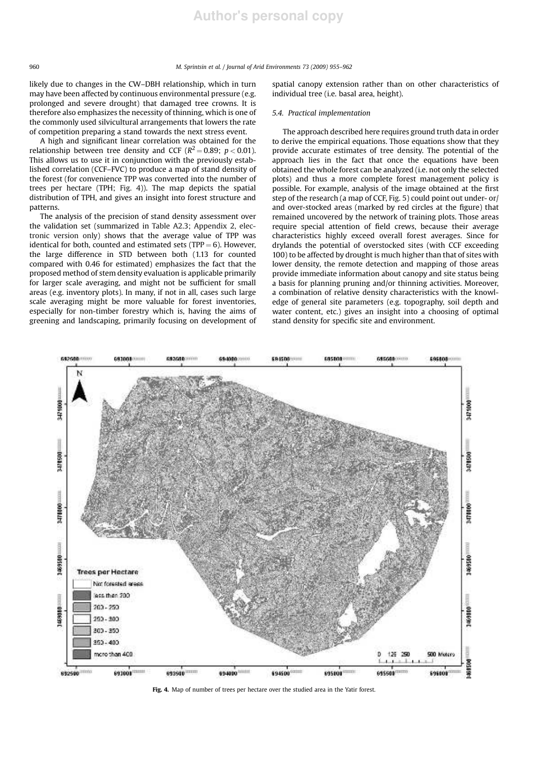likely due to changes in the CW–DBH relationship, which in turn may have been affected by continuous environmental pressure (e.g. prolonged and severe drought) that damaged tree crowns. It is therefore also emphasizes the necessity of thinning, which is one of the commonly used silvicultural arrangements that lowers the rate of competition preparing a stand towards the next stress event.

A high and significant linear correlation was obtained for the relationship between tree density and CCF ($R^2 = 0.89$; $p < 0.01$). This allows us to use it in conjunction with the previously established correlation (CCF–FVC) to produce a map of stand density of the forest (for convenience TPP was converted into the number of trees per hectare (TPH; Fig. 4)). The map depicts the spatial distribution of TPH, and gives an insight into forest structure and patterns.

The analysis of the precision of stand density assessment over the validation set (summarized in Table A2.3; Appendix 2, electronic version only) shows that the average value of TPP was identical for both, counted and estimated sets (TPP = 6). However, the large difference in STD between both (1.13 for counted compared with 0.46 for estimated) emphasizes the fact that the proposed method of stem density evaluation is applicable primarily for larger scale averaging, and might not be sufficient for small areas (e.g. inventory plots). In many, if not in all, cases such large scale averaging might be more valuable for forest inventories, especially for non-timber forestry which is, having the aims of greening and landscaping, primarily focusing on development of spatial canopy extension rather than on other characteristics of individual tree (i.e. basal area, height).

### 5.4. Practical implementation

The approach described here requires ground truth data in order to derive the empirical equations. Those equations show that they provide accurate estimates of tree density. The potential of the approach lies in the fact that once the equations have been obtained the whole forest can be analyzed (i.e. not only the selected plots) and thus a more complete forest management policy is possible. For example, analysis of the image obtained at the first step of the research (a map of CCF, Fig. 5) could point out under- or/ and over-stocked areas (marked by red circles at the figure) that remained uncovered by the network of training plots. Those areas require special attention of field crews, because their average characteristics highly exceed overall forest averages. Since for drylands the potential of overstocked sites (with CCF exceeding 100) to be affected by drought is much higher than that of sites with lower density, the remote detection and mapping of those areas provide immediate information about canopy and site status being a basis for planning pruning and/or thinning activities. Moreover, a combination of relative density characteristics with the knowledge of general site parameters (e.g. topography, soil depth and water content, etc.) gives an insight into a choosing of optimal stand density for specific site and environment.

**Fig. 4.** Map of number of trees per hectare over the studied area in the Yatir forest.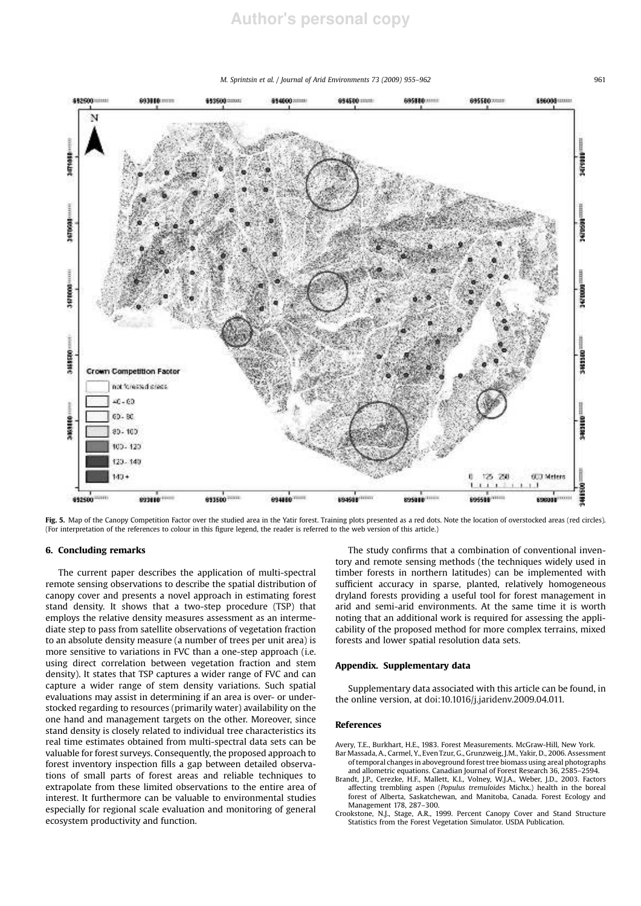Crown Competition Factor

not forested areas

40 - 60

60 - 80

80 - 100

100 - 120

120 - 140

140 +

0 125 250 600 Meters

**Fig. 5.** Map of the Canopy Competition Factor over the studied area in the Yatir forest. Training plots presented as a red dots. Note the location of overstocked areas (red circles). (For interpretation of the references to colour in this figure legend, the reader is referred to the web version of this article.)

## 6. Concluding remarks

The current paper describes the application of multi-spectral remote sensing observations to describe the spatial distribution of canopy cover and presents a novel approach in estimating forest stand density. It shows that a two-step procedure (TSP) that employs the relative density measures assessment as an intermediate step to pass from satellite observations of vegetation fraction to an absolute density measure (a number of trees per unit area) is more sensitive to variations in FVC than a one-step approach (i.e. using direct correlation between vegetation fraction and stem density). It states that TSP captures a wider range of FVC and can capture a wider range of stem density variations. Such spatial evaluations may assist in determining if an area is over- or understocked regarding to resources (primarily water) availability on the one hand and management targets on the other. Moreover, since stand density is closely related to individual tree characteristics its real time estimates obtained from multi-spectral data sets can be valuable for forest surveys. Consequently, the proposed approach to forest inventory inspection fills a gap between detailed observations of small parts of forest areas and reliable techniques to extrapolate from these limited observations to the entire area of interest. It furthermore can be valuable to environmental studies especially for regional scale evaluation and monitoring of general ecosystem productivity and function.

The study confirms that a combination of conventional inventory and remote sensing methods (the techniques widely used in timber forests in northern latitudes) can be implemented with sufficient accuracy in sparse, planted, relatively homogeneous dryland forests providing a useful tool for forest management in arid and semi-arid environments. At the same time it is worth noting that an additional work is required for assessing the applicability of the proposed method for more complex terrains, mixed forests and lower spatial resolution data sets.

## Appendix. Supplementary data

Supplementary data associated with this article can be found, in the online version, at doi:10.1016/j.jaridenv.2009.04.011.

## References

Avery, T.E., Burkhart, H.E., 1983. Forest Measurements. McGraw-Hill, New York.

Bar Massada, A., Carmel, Y., Even Tzur, G., Grunzweig, J.M., Yakir, D., 2006. Assessment of temporal changes in aboveground forest tree biomass using areal photographs and allometric equations. Canadian Journal of Forest Research 36, 2585–2594.

Brandt, J.P., Cerezke, H.F., Mallett, K.I., Volney, W.J.A., Weber, J.D., 2003. Factors affecting trembling aspen (*Populus tremuloides* Michx.) health in the boreal forest of Alberta, Saskatchewan, and Manitoba, Canada. Forest Ecology and Management 178, 287–300.

Crookstone, N.J., Stage, A.R., 1999. Percent Canopy Cover and Stand Structure Statistics from the Forest Vegetation Simulator. USDA Publication.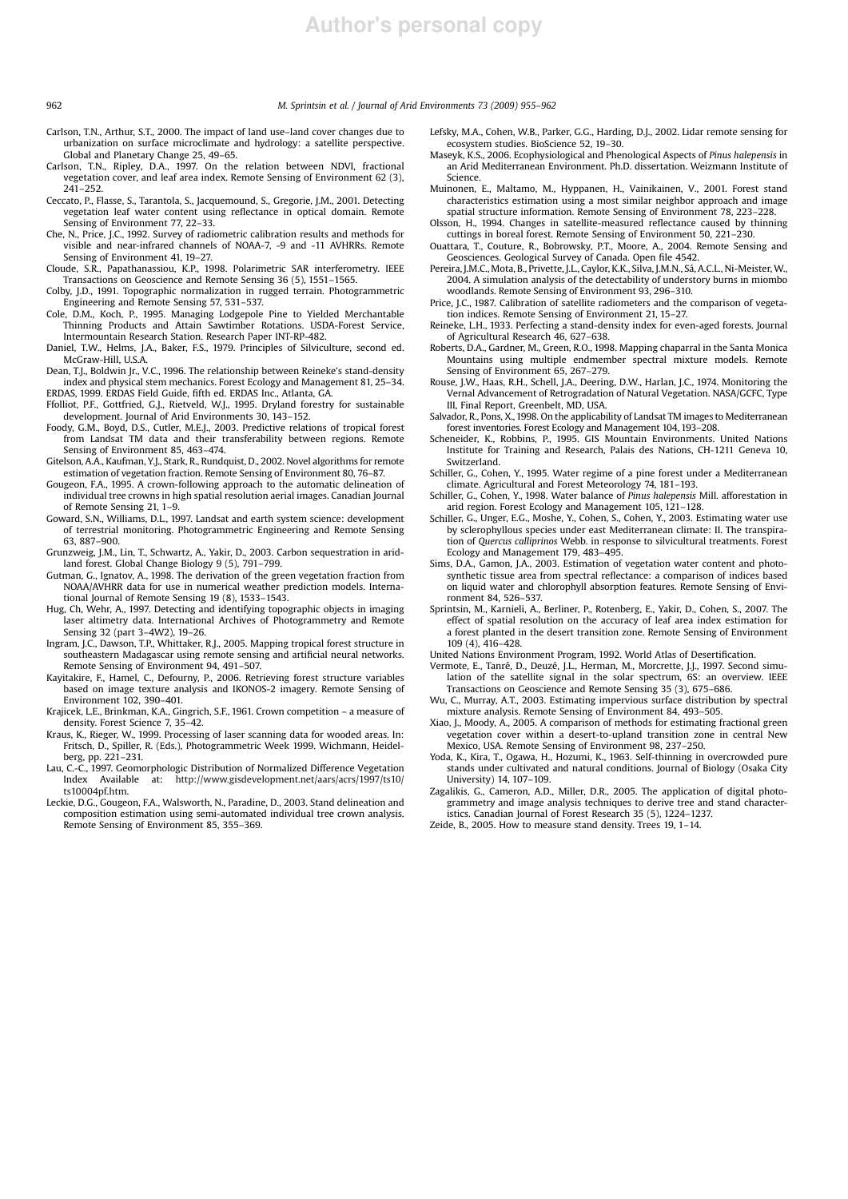Carlson, T.N., Arthur, S.T., 2000. The impact of land use–land cover changes due to urbanization on surface microclimate and hydrology: a satellite perspective. Global and Planetary Change 25, 49–65.

Carlson, T.N., Ripley, D.A., 1997. On the relation between NDVI, fractional vegetation cover, and leaf area index. Remote Sensing of Environment 62 (3), 241–252.

Ceccato, P., Flasse, S., Tarantola, S., Jacquemound, S., Gregorie, J.M., 2001. Detecting vegetation leaf water content using reflectance in optical domain. Remote Sensing of Environment 77, 22–33.

Che, N., Price, J.C., 1992. Survey of radiometric calibration results and methods for visible and near-infrared channels of NOAA-7, -9 and -11 AVHRRs. Remote Sensing of Environment 41, 19–27.

Cloude, S.R., Papathanassiou, K.P., 1998. Polarimetric SAR interferometry. IEEE Transactions on Geoscience and Remote Sensing 36 (5), 1551–1565.

Colby, J.D., 1991. Topographic normalization in rugged terrain. Photogrammetric Engineering and Remote Sensing 57, 531–537.

Cole, D.M., Koch, P., 1995. Managing Lodgepole Pine to Yielded Merchantable Thinning Products and Attain Sawtimber Rotations. USDA-Forest Service, Intermountain Research Station. Research Paper INT-RP-482.

Daniel, T.W., Helms, J.A., Baker, F.S., 1979. Principles of Silviculture, second ed. McGraw-Hill, U.S.A.

Dean, T.J., Boldwin Jr., V.C., 1996. The relationship between Reineke's stand-density index and physical stem mechanics. Forest Ecology and Management 81, 25–34.

ERDAS, 1999. ERDAS Field Guide, fifth ed. ERDAS Inc., Atlanta, GA.

Ffolliot, P.F., Gottfried, G.J., Rietveld, W.J., 1995. Dryland forestry for sustainable development. Journal of Arid Environments 30, 143–152.

Foody, G.M., Boyd, D.S., Cutler, M.E.J., 2003. Predictive relations of tropical forest from Landsat TM data and their transferability between regions. Remote Sensing of Environment 85, 463–474.

Gitelson, A.A., Kaufman, Y.J., Stark, R., Rundquist, D., 2002. Novel algorithms for remote estimation of vegetation fraction. Remote Sensing of Environment 80, 76–87.

Gougeon, F.A., 1995. A crown-following approach to the automatic delineation of individual tree crowns in high spatial resolution aerial images. Canadian Journal of Remote Sensing 21, 1–9.

Goward, S.N., Williams, D.L., 1997. Landsat and earth system science: development of terrestrial monitoring. Photogrammetric Engineering and Remote Sensing 63, 887–900.

Grunzweig, J.M., Lin, T., Schwartz, A., Yakir, D., 2003. Carbon sequestration in arid-land forest. Global Change Biology 9 (5), 791–799.

Gutman, G., Ignatov, A., 1998. The derivation of the green vegetation fraction from NOAA/AVHRR data for use in numerical weather prediction models. International Journal of Remote Sensing 19 (8), 1533–1543.

Hug, Ch, Wehr, A., 1997. Detecting and identifying topographic objects in imaging laser altimetry data. International Archives of Photogrammetry and Remote Sensing 32 (part 3–4W2), 19–26.

Ingram, J.C., Dawson, T.P., Whittaker, R.J., 2005. Mapping tropical forest structure in southeastern Madagascar using remote sensing and artificial neural networks. Remote Sensing of Environment 94, 491–507.

Kayitakire, F., Hamel, C., Defourny, P., 2006. Retrieving forest structure variables based on image texture analysis and IKONOS-2 imagery. Remote Sensing of Environment 102, 390–401.

Krajicek, L.E., Brinkman, K.A., Gingrich, S.F., 1961. Crown competition – a measure of density. Forest Science 7, 35–42.

Kraus, K., Rieger, W., 1999. Processing of laser scanning data for wooded areas. In: Fritsch, D., Spiller, R. (Eds.), Photogrammetric Week 1999. Wichmann, Heidelberg, pp. 221–231.

Lau, C.-C., 1997. Geomorphologic Distribution of Normalized Difference Vegetation Index Available at: http://www.gisdevelopment.net/aars/acrs/1997/ts10/ts10004pf.htm.

Leckie, D.G., Gougeon, F.A., Walsworth, N., Paradine, D., 2003. Stand delineation and composition estimation using semi-automated individual tree crown analysis. Remote Sensing of Environment 85, 355–369.

Lefsky, M.A., Cohen, W.B., Parker, G.G., Harding, D.J., 2002. Lidar remote sensing for ecosystem studies. BioScience 52, 19–30.

Maseyk, K.S., 2006. Ecophysiological and Phenological Aspects of *Pinus halepensis* in an Arid Mediterranean Environment. Ph.D. dissertation. Weizmann Institute of Science.

Muinonen, E., Maltamo, M., Hyppanen, H., Vainikainen, V., 2001. Forest stand characteristics estimation using a most similar neighbor approach and image spatial structure information. Remote Sensing of Environment 78, 223–228.

Olsson, H., 1994. Changes in satellite-measured reflectance caused by thinning cuttings in boreal forest. Remote Sensing of Environment 50, 221–230.

Ouattara, T., Couture, R., Bobrowsky, P.T., Moore, A., 2004. Remote Sensing and Geosciences. Geological Survey of Canada. Open file 4542.

Pereira, J.M.C., Mota, B., Privette, J.L., Caylor, K.K., Silva, J.M.N., Sá, A.C.L., Ni-Meister, W., 2004. A simulation analysis of the detectability of understory burns in miombo woodlands. Remote Sensing of Environment 93, 296–310.

Price, J.C., 1987. Calibration of satellite radiometers and the comparison of vegetation indices. Remote Sensing of Environment 21, 15–27.

Reineke, L.H., 1933. Perfecting a stand-density index for even-aged forests. Journal of Agricultural Research 46, 627–638.

Roberts, D.A., Gardner, M., Green, R.O., 1998. Mapping chaparral in the Santa Monica Mountains using multiple endmember spectral mixture models. Remote Sensing of Environment 65, 267–279.

Rouse, J.W., Haas, R.H., Schell, J.A., Deering, D.W., Harlan, J.C., 1974. Monitoring the Vernal Advancement of Retrogradation of Natural Vegetation. NASA/GCFC, Type III, Final Report, Greenbelt, MD, USA.

Salvador, R., Pons, X., 1998. On the applicability of Landsat TM images to Mediterranean forest inventories. Forest Ecology and Management 104, 193–208.

Scheneider, K., Robbins, P., 1995. GIS Mountain Environments. United Nations Institute for Training and Research, Palais des Nations, CH-1211 Geneva 10, Switzerland.

Schiller, G., Cohen, Y., 1995. Water regime of a pine forest under a Mediterranean climate. Agricultural and Forest Meteorology 74, 181–193.

Schiller, G., Cohen, Y., 1998. Water balance of *Pinus halepensis* Mill. afforestation in arid region. Forest Ecology and Management 105, 121–128.

Schiller, G., Unger, E.G., Moshe, Y., Cohen, S., Cohen, Y., 2003. Estimating water use by sclerophyllous species under east Mediterranean climate: II. The transpiration of *Quercus calliprinos* Webb. in response to silvicultural treatments. Forest Ecology and Management 179, 483–495.

Sims, D.A., Gamon, J.A., 2003. Estimation of vegetation water content and photosynthetic tissue area from spectral reflectance: a comparison of indices based on liquid water and chlorophyll absorption features. Remote Sensing of Environment 84, 526–537.

Sprintsin, M., Karnieli, A., Berliner, P., Rotenberg, E., Yakir, D., Cohen, S., 2007. The effect of spatial resolution on the accuracy of leaf area index estimation for a forest planted in the desert transition zone. Remote Sensing of Environment 109 (4), 416–428.

United Nations Environment Program, 1992. World Atlas of Desertification.

Vermote, E., Tanré, D., Deuzé, J.L., Herman, M., Morcrette, J.J., 1997. Second simulation of the satellite signal in the solar spectrum, 6S: an overview. IEEE Transactions on Geoscience and Remote Sensing 35 (3), 675–686.

Wu, C., Murray, A.T., 2003. Estimating impervious surface distribution by spectral mixture analysis. Remote Sensing of Environment 84, 493–505.

Xiao, J., Moody, A., 2005. A comparison of methods for estimating fractional green vegetation cover within a desert-to-upland transition zone in central New Mexico, USA. Remote Sensing of Environment 98, 237–250.

Yoda, K., Kira, T., Ogawa, H., Hozumi, K., 1963. Self-thinning in overcrowded pure stands under cultivated and natural conditions. Journal of Biology (Osaka City University) 14, 107–109.

Zagalikis, G., Cameron, A.D., Miller, D.R., 2005. The application of digital photogrammetry and image analysis techniques to derive tree and stand characteristics. Canadian Journal of Forest Research 35 (5), 1224–1237.

Zeide, B., 2005. How to measure stand density. Trees 19, 1–14.